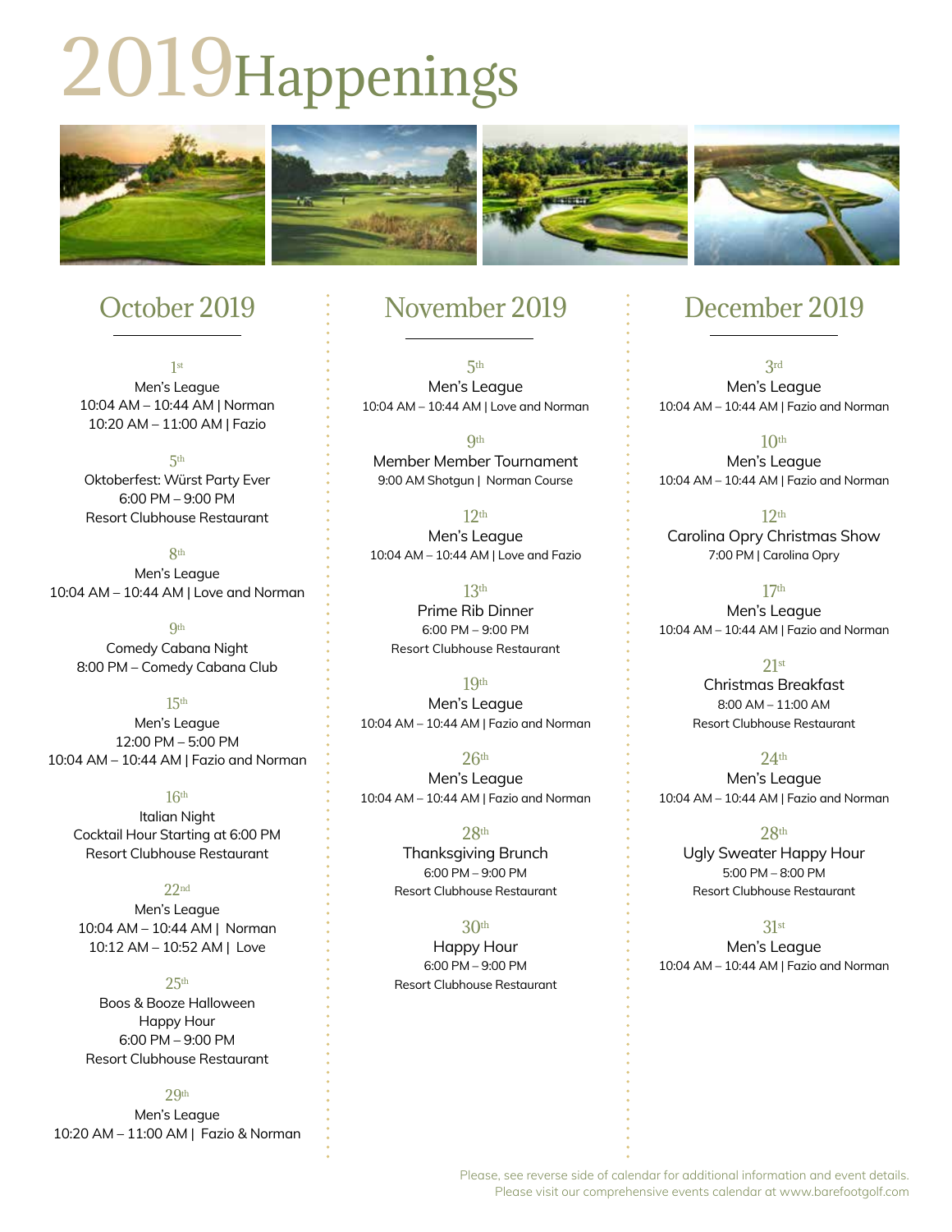# 2019 Happenings

## October 2019

**1st**
Men's League
10:04 AM – 10:44 AM | Norman
10:20 AM – 11:00 AM | Fazio

**5th**
Oktoberfest: Würst Party Ever
6:00 PM – 9:00 PM
Resort Clubhouse Restaurant

**8th**
Men's League
10:04 AM – 10:44 AM | Love and Norman

**9th**
Comedy Cabana Night
8:00 PM – Comedy Cabana Club

**15th**
Men's League
12:00 PM – 5:00 PM
10:04 AM – 10:44 AM | Fazio and Norman

**16th**
Italian Night
Cocktail Hour Starting at 6:00 PM
Resort Clubhouse Restaurant

**22nd**
Men's League
10:04 AM – 10:44 AM | Norman
10:12 AM – 10:52 AM | Love

**25th**
Boos & Booze Halloween Happy Hour
6:00 PM – 9:00 PM
Resort Clubhouse Restaurant

**29th**
Men's League
10:20 AM – 11:00 AM | Fazio & Norman

## November 2019

**5th**
Men's League
10:04 AM – 10:44 AM | Love and Norman

**9th**
Member Member Tournament
9:00 AM Shotgun | Norman Course

**12th**
Men's League
10:04 AM – 10:44 AM | Love and Fazio

**13th**
Prime Rib Dinner
6:00 PM – 9:00 PM
Resort Clubhouse Restaurant

**19th**
Men's League
10:04 AM – 10:44 AM | Fazio and Norman

**26th**
Men's League
10:04 AM – 10:44 AM | Fazio and Norman

**28th**
Thanksgiving Brunch
6:00 PM – 9:00 PM
Resort Clubhouse Restaurant

**30th**
Happy Hour
6:00 PM – 9:00 PM
Resort Clubhouse Restaurant

## December 2019

**3rd**
Men's League
10:04 AM – 10:44 AM | Fazio and Norman

**10th**
Men's League
10:04 AM – 10:44 AM | Fazio and Norman

**12th**
Carolina Opry Christmas Show
7:00 PM | Carolina Opry

**17th**
Men's League
10:04 AM – 10:44 AM | Fazio and Norman

**21st**
Christmas Breakfast
8:00 AM – 11:00 AM
Resort Clubhouse Restaurant

**24th**
Men's League
10:04 AM – 10:44 AM | Fazio and Norman

**28th**
Ugly Sweater Happy Hour
5:00 PM – 8:00 PM
Resort Clubhouse Restaurant

**31st**
Men's League
10:04 AM – 10:44 AM | Fazio and Norman

Please, see reverse side of calendar for additional information and event details.
Please visit our comprehensive events calendar at www.barefootgolf.com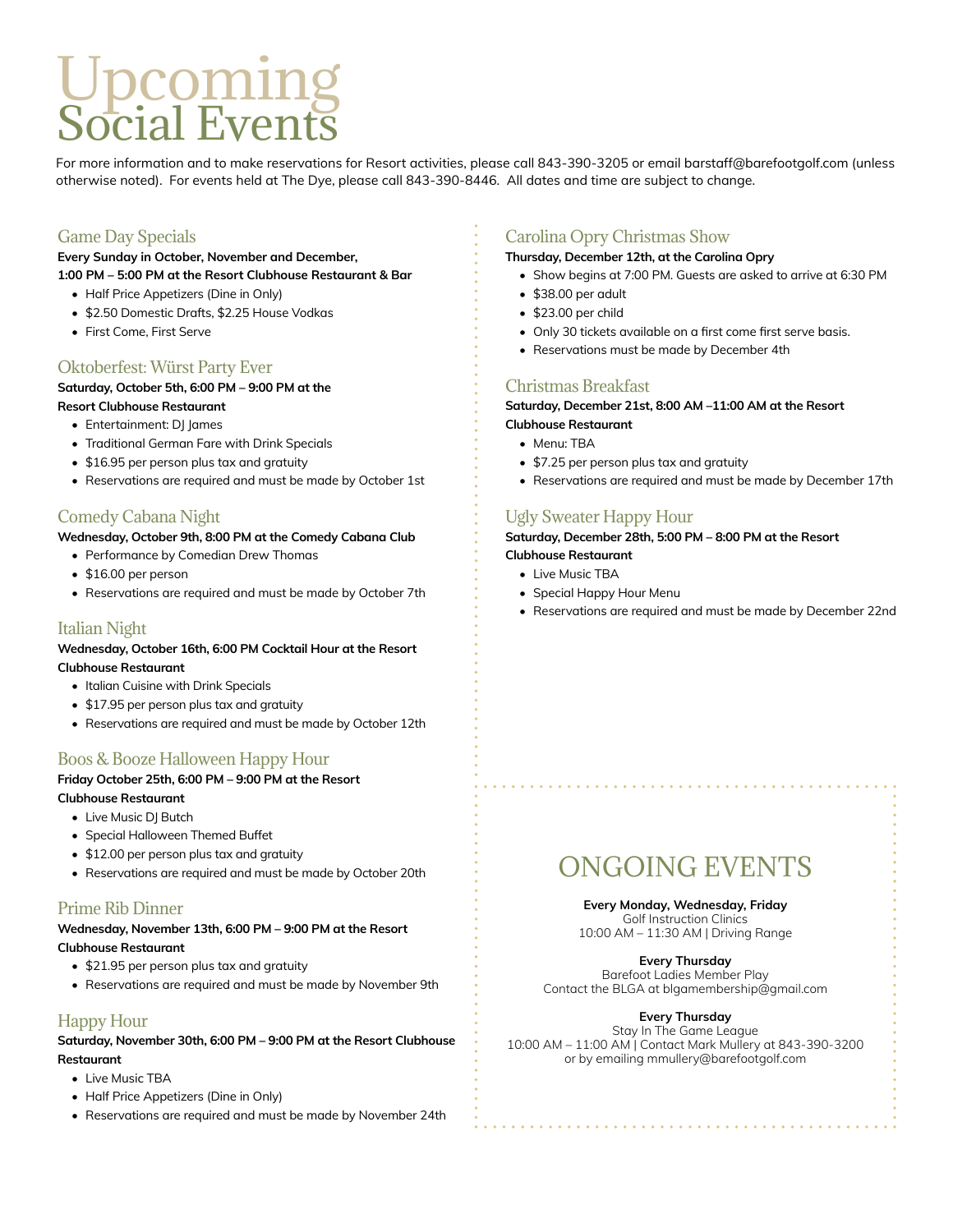# Upcoming Social Events

For more information and to make reservations for Resort activities, please call 843-390-3205 or email barstaff@barefootgolf.com (unless otherwise noted). For events held at The Dye, please call 843-390-8446. All dates and time are subject to change.

## Game Day Specials

**Every Sunday in October, November and December, 1:00 PM – 5:00 PM at the Resort Clubhouse Restaurant & Bar**

- Half Price Appetizers (Dine in Only)
- $2.50 Domestic Drafts, $2.25 House Vodkas
- First Come, First Serve

## Oktoberfest: Würst Party Ever

**Saturday, October 5th, 6:00 PM – 9:00 PM at the Resort Clubhouse Restaurant**

- Entertainment: DJ James
- Traditional German Fare with Drink Specials
- $16.95 per person plus tax and gratuity
- Reservations are required and must be made by October 1st

## Comedy Cabana Night

**Wednesday, October 9th, 8:00 PM at the Comedy Cabana Club**

- Performance by Comedian Drew Thomas
- $16.00 per person
- Reservations are required and must be made by October 7th

## Italian Night

**Wednesday, October 16th, 6:00 PM Cocktail Hour at the Resort Clubhouse Restaurant**

- Italian Cuisine with Drink Specials
- $17.95 per person plus tax and gratuity
- Reservations are required and must be made by October 12th

## Boos & Booze Halloween Happy Hour

**Friday October 25th, 6:00 PM – 9:00 PM at the Resort Clubhouse Restaurant**

- Live Music DJ Butch
- Special Halloween Themed Buffet
- $12.00 per person plus tax and gratuity
- Reservations are required and must be made by October 20th

## Prime Rib Dinner

**Wednesday, November 13th, 6:00 PM – 9:00 PM at the Resort Clubhouse Restaurant**

- $21.95 per person plus tax and gratuity
- Reservations are required and must be made by November 9th

## Happy Hour

**Saturday, November 30th, 6:00 PM – 9:00 PM at the Resort Clubhouse Restaurant**

- Live Music TBA
- Half Price Appetizers (Dine in Only)
- Reservations are required and must be made by November 24th

## Carolina Opry Christmas Show

**Thursday, December 12th, at the Carolina Opry**

- Show begins at 7:00 PM. Guests are asked to arrive at 6:30 PM
- $38.00 per adult
- $23.00 per child
- Only 30 tickets available on a first come first serve basis.
- Reservations must be made by December 4th

## Christmas Breakfast

**Saturday, December 21st, 8:00 AM –11:00 AM at the Resort Clubhouse Restaurant**

- Menu: TBA
- $7.25 per person plus tax and gratuity
- Reservations are required and must be made by December 17th

## Ugly Sweater Happy Hour

**Saturday, December 28th, 5:00 PM – 8:00 PM at the Resort Clubhouse Restaurant**

- Live Music TBA
- Special Happy Hour Menu
- Reservations are required and must be made by December 22nd

## ONGOING EVENTS

**Every Monday, Wednesday, Friday**
Golf Instruction Clinics
10:00 AM – 11:30 AM | Driving Range

**Every Thursday**
Barefoot Ladies Member Play
Contact the BLGA at blgamembership@gmail.com

**Every Thursday**
Stay In The Game League
10:00 AM – 11:00 AM | Contact Mark Mullery at 843-390-3200 or by emailing mmullery@barefootgolf.com